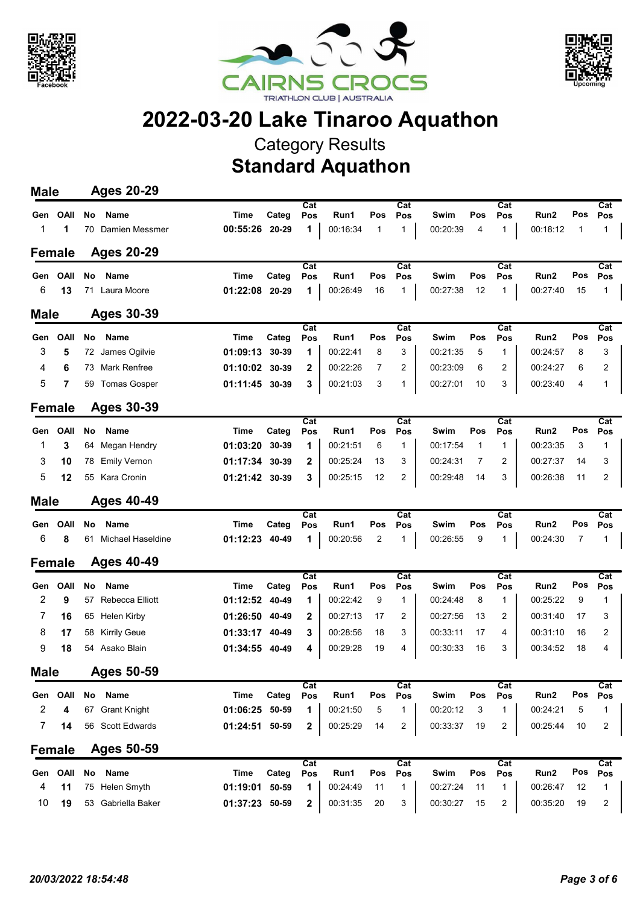# 2022-03-20 Lake Tinaroo Aquathon

Category Results

## Standard Aquathon

### Male Ages 20-29

| Gen | OAll | No | Name | Time | Categ | Cat Pos | Run1 | Pos | Cat Pos | Swim | Pos | Cat Pos | Run2 | Pos | Cat Pos |
|---|---|---|---|---|---|---|---|---|---|---|---|---|---|---|---|
| 1 | **1** | 70 | Damien Messmer | **00:55:26** | **20-29** | **1** | 00:16:34 | 1 | 1 | 00:20:39 | 4 | 1 | 00:18:12 | 1 | 1 |

### Female Ages 20-29

| Gen | OAll | No | Name | Time | Categ | Cat Pos | Run1 | Pos | Cat Pos | Swim | Pos | Cat Pos | Run2 | Pos | Cat Pos |
|---|---|---|---|---|---|---|---|---|---|---|---|---|---|---|---|
| 6 | **13** | 71 | Laura Moore | **01:22:08** | **20-29** | **1** | 00:26:49 | 16 | 1 | 00:27:38 | 12 | 1 | 00:27:40 | 15 | 1 |

### Male Ages 30-39

| Gen | OAll | No | Name | Time | Categ | Cat Pos | Run1 | Pos | Cat Pos | Swim | Pos | Cat Pos | Run2 | Pos | Cat Pos |
|---|---|---|---|---|---|---|---|---|---|---|---|---|---|---|---|
| 3 | **5** | 72 | James Ogilvie | **01:09:13** | **30-39** | **1** | 00:22:41 | 8 | 3 | 00:21:35 | 5 | 1 | 00:24:57 | 8 | 3 |
| 4 | **6** | 73 | Mark Renfree | **01:10:02** | **30-39** | **2** | 00:22:26 | 7 | 2 | 00:23:09 | 6 | 2 | 00:24:27 | 6 | 2 |
| 5 | **7** | 59 | Tomas Gosper | **01:11:45** | **30-39** | **3** | 00:21:03 | 3 | 1 | 00:27:01 | 10 | 3 | 00:23:40 | 4 | 1 |

### Female Ages 30-39

| Gen | OAll | No | Name | Time | Categ | Cat Pos | Run1 | Pos | Cat Pos | Swim | Pos | Cat Pos | Run2 | Pos | Cat Pos |
|---|---|---|---|---|---|---|---|---|---|---|---|---|---|---|---|
| 1 | **3** | 64 | Megan Hendry | **01:03:20** | **30-39** | **1** | 00:21:51 | 6 | 1 | 00:17:54 | 1 | 1 | 00:23:35 | 3 | 1 |
| 3 | **10** | 78 | Emily Vernon | **01:17:34** | **30-39** | **2** | 00:25:24 | 13 | 3 | 00:24:31 | 7 | 2 | 00:27:37 | 14 | 3 |
| 5 | **12** | 55 | Kara Cronin | **01:21:42** | **30-39** | **3** | 00:25:15 | 12 | 2 | 00:29:48 | 14 | 3 | 00:26:38 | 11 | 2 |

### Male Ages 40-49

| Gen | OAll | No | Name | Time | Categ | Cat Pos | Run1 | Pos | Cat Pos | Swim | Pos | Cat Pos | Run2 | Pos | Cat Pos |
|---|---|---|---|---|---|---|---|---|---|---|---|---|---|---|---|
| 6 | **8** | 61 | Michael Haseldine | **01:12:23** | **40-49** | **1** | 00:20:56 | 2 | 1 | 00:26:55 | 9 | 1 | 00:24:30 | 7 | 1 |

### Female Ages 40-49

| Gen | OAll | No | Name | Time | Categ | Cat Pos | Run1 | Pos | Cat Pos | Swim | Pos | Cat Pos | Run2 | Pos | Cat Pos |
|---|---|---|---|---|---|---|---|---|---|---|---|---|---|---|---|
| 2 | **9** | 57 | Rebecca Elliott | **01:12:52** | **40-49** | **1** | 00:22:42 | 9 | 1 | 00:24:48 | 8 | 1 | 00:25:22 | 9 | 1 |
| 7 | **16** | 65 | Helen Kirby | **01:26:50** | **40-49** | **2** | 00:27:13 | 17 | 2 | 00:27:56 | 13 | 2 | 00:31:40 | 17 | 3 |
| 8 | **17** | 58 | Kirrily Geue | **01:33:17** | **40-49** | **3** | 00:28:56 | 18 | 3 | 00:33:11 | 17 | 4 | 00:31:10 | 16 | 2 |
| 9 | **18** | 54 | Asako Blain | **01:34:55** | **40-49** | **4** | 00:29:28 | 19 | 4 | 00:30:33 | 16 | 3 | 00:34:52 | 18 | 4 |

### Male Ages 50-59

| Gen | OAll | No | Name | Time | Categ | Cat Pos | Run1 | Pos | Cat Pos | Swim | Pos | Cat Pos | Run2 | Pos | Cat Pos |
|---|---|---|---|---|---|---|---|---|---|---|---|---|---|---|---|
| 2 | **4** | 67 | Grant Knight | **01:06:25** | **50-59** | **1** | 00:21:50 | 5 | 1 | 00:20:12 | 3 | 1 | 00:24:21 | 5 | 1 |
| 7 | **14** | 56 | Scott Edwards | **01:24:51** | **50-59** | **2** | 00:25:29 | 14 | 2 | 00:33:37 | 19 | 2 | 00:25:44 | 10 | 2 |

### Female Ages 50-59

| Gen | OAll | No | Name | Time | Categ | Cat Pos | Run1 | Pos | Cat Pos | Swim | Pos | Cat Pos | Run2 | Pos | Cat Pos |
|---|---|---|---|---|---|---|---|---|---|---|---|---|---|---|---|
| 4 | **11** | 75 | Helen Smyth | **01:19:01** | **50-59** | **1** | 00:24:49 | 11 | 1 | 00:27:24 | 11 | 1 | 00:26:47 | 12 | 1 |
| 10 | **19** | 53 | Gabriella Baker | **01:37:23** | **50-59** | **2** | 00:31:35 | 20 | 3 | 00:30:27 | 15 | 2 | 00:35:20 | 19 | 2 |

*20/03/2022 18:54:48*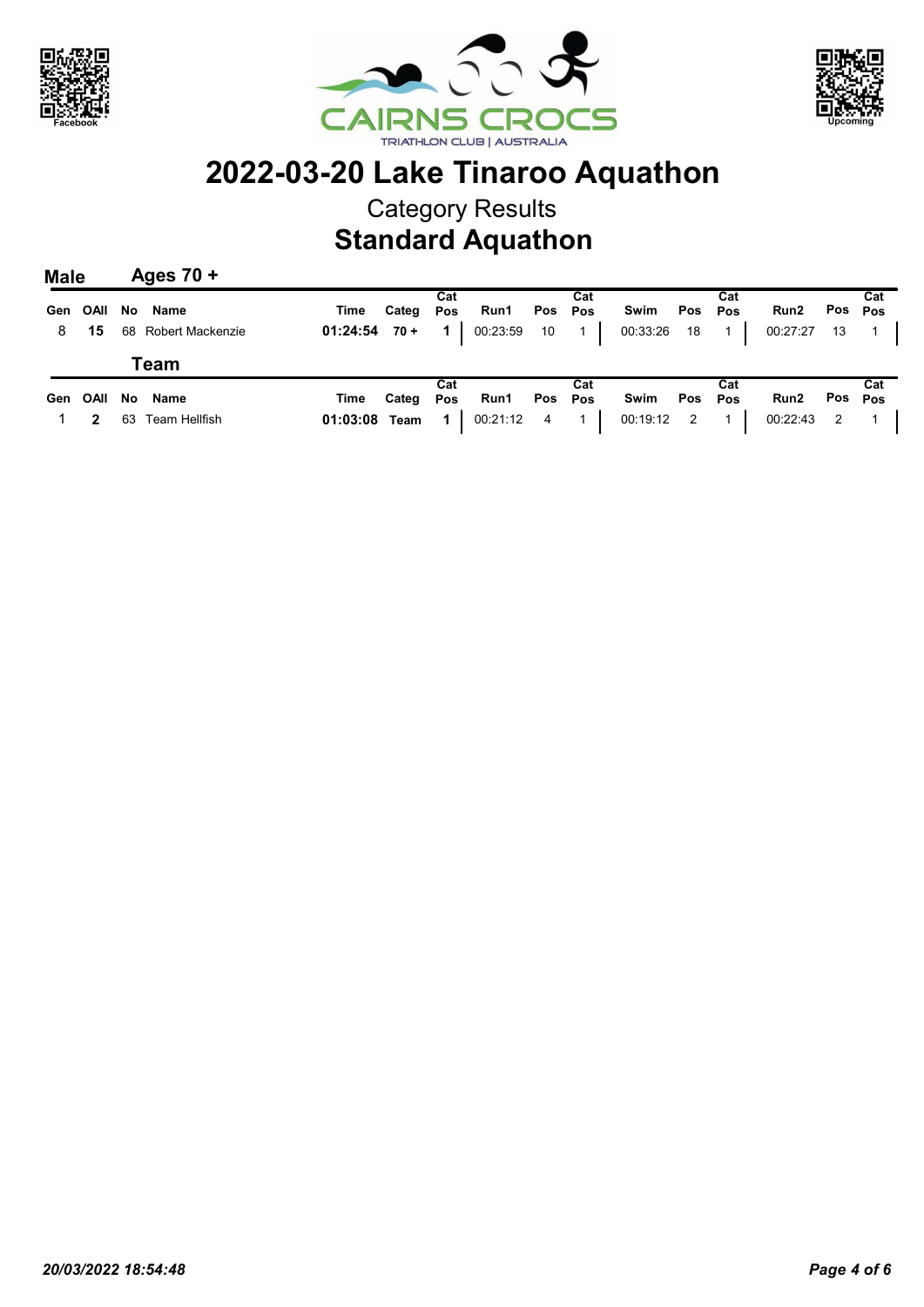# 2022-03-20 Lake Tinaroo Aquathon

Category Results

## Standard Aquathon

### Male — Ages 70 +

| Gen | OAll | No | Name | Time | Categ | Cat Pos | Run1 | Pos | Cat Pos | Swim | Pos | Cat Pos | Run2 | Pos | Cat Pos |
|---|---|---|---|---|---|---|---|---|---|---|---|---|---|---|---|
| 8 | **15** | 68 | Robert Mackenzie | **01:24:54** | **70 +** | **1** | 00:23:59 | 10 | 1 | 00:33:26 | 18 | 1 | 00:27:27 | 13 | 1 |

### Team

| Gen | OAll | No | Name | Time | Categ | Cat Pos | Run1 | Pos | Cat Pos | Swim | Pos | Cat Pos | Run2 | Pos | Cat Pos |
|---|---|---|---|---|---|---|---|---|---|---|---|---|---|---|---|
| 1 | **2** | 63 | Team Hellfish | **01:03:08** | **Team** | **1** | 00:21:12 | 4 | 1 | 00:19:12 | 2 | 1 | 00:22:43 | 2 | 1 |

*20/03/2022 18:54:48*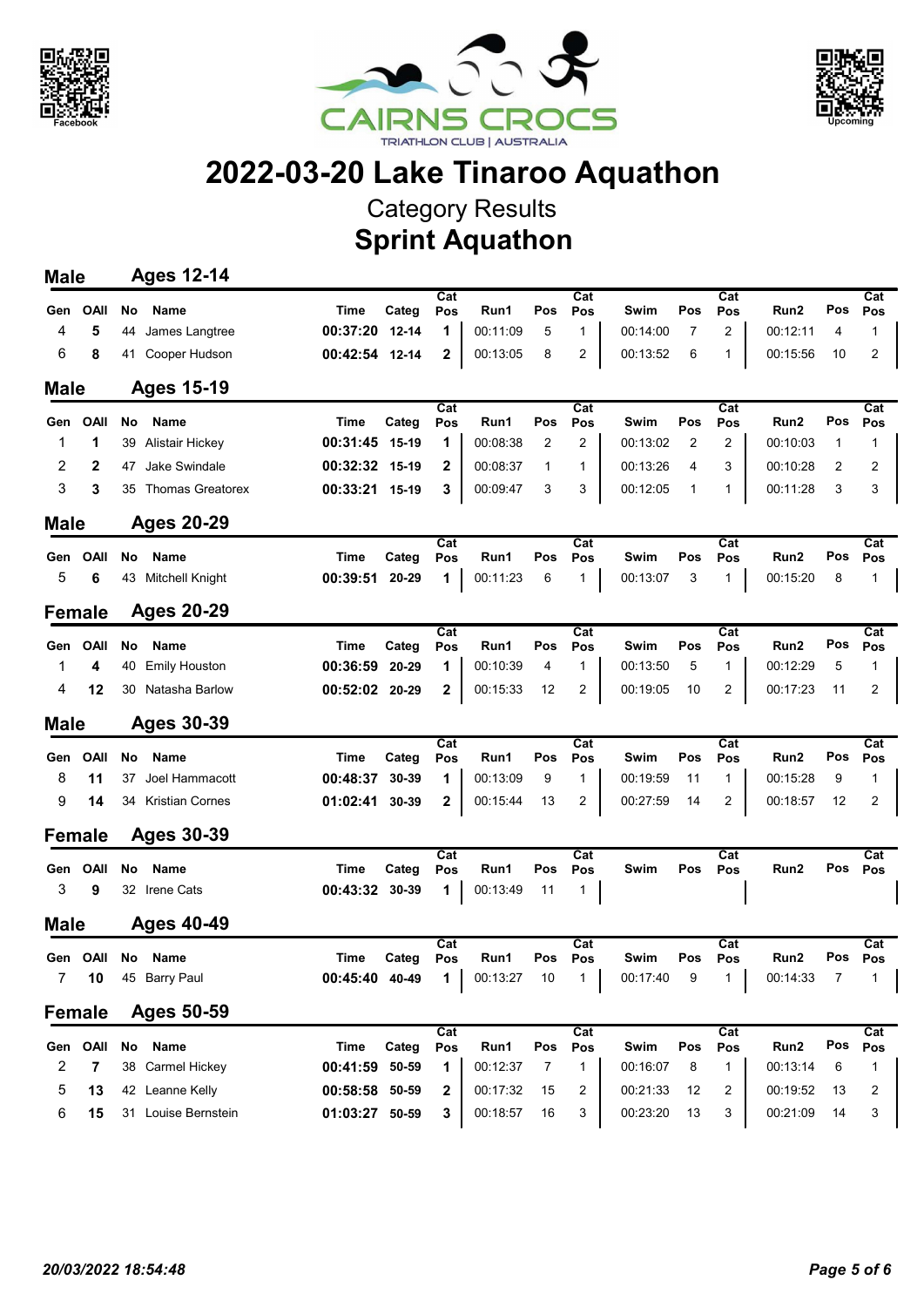# 2022-03-20 Lake Tinaroo Aquathon

## Category Results

## Sprint Aquathon

### Male Ages 12-14

| Gen | OAll | No | Name | Time | Categ | Cat Pos | Run1 | Pos | Cat Pos | Swim | Pos | Cat Pos | Run2 | Pos | Cat Pos |
|---|---|---|---|---|---|---|---|---|---|---|---|---|---|---|---|
| 4 | **5** | 44 | James Langtree | **00:37:20** | **12-14** | **1** | 00:11:09 | 5 | 1 | 00:14:00 | 7 | 2 | 00:12:11 | 4 | 1 |
| 6 | **8** | 41 | Cooper Hudson | **00:42:54** | **12-14** | **2** | 00:13:05 | 8 | 2 | 00:13:52 | 6 | 1 | 00:15:56 | 10 | 2 |

### Male Ages 15-19

| Gen | OAll | No | Name | Time | Categ | Cat Pos | Run1 | Pos | Cat Pos | Swim | Pos | Cat Pos | Run2 | Pos | Cat Pos |
|---|---|---|---|---|---|---|---|---|---|---|---|---|---|---|---|
| 1 | **1** | 39 | Alistair Hickey | **00:31:45** | **15-19** | **1** | 00:08:38 | 2 | 2 | 00:13:02 | 2 | 2 | 00:10:03 | 1 | 1 |
| 2 | **2** | 47 | Jake Swindale | **00:32:32** | **15-19** | **2** | 00:08:37 | 1 | 1 | 00:13:26 | 4 | 3 | 00:10:28 | 2 | 2 |
| 3 | **3** | 35 | Thomas Greatorex | **00:33:21** | **15-19** | **3** | 00:09:47 | 3 | 3 | 00:12:05 | 1 | 1 | 00:11:28 | 3 | 3 |

### Male Ages 20-29

| Gen | OAll | No | Name | Time | Categ | Cat Pos | Run1 | Pos | Cat Pos | Swim | Pos | Cat Pos | Run2 | Pos | Cat Pos |
|---|---|---|---|---|---|---|---|---|---|---|---|---|---|---|---|
| 5 | **6** | 43 | Mitchell Knight | **00:39:51** | **20-29** | **1** | 00:11:23 | 6 | 1 | 00:13:07 | 3 | 1 | 00:15:20 | 8 | 1 |

### Female Ages 20-29

| Gen | OAll | No | Name | Time | Categ | Cat Pos | Run1 | Pos | Cat Pos | Swim | Pos | Cat Pos | Run2 | Pos | Cat Pos |
|---|---|---|---|---|---|---|---|---|---|---|---|---|---|---|---|
| 1 | **4** | 40 | Emily Houston | **00:36:59** | **20-29** | **1** | 00:10:39 | 4 | 1 | 00:13:50 | 5 | 1 | 00:12:29 | 5 | 1 |
| 4 | **12** | 30 | Natasha Barlow | **00:52:02** | **20-29** | **2** | 00:15:33 | 12 | 2 | 00:19:05 | 10 | 2 | 00:17:23 | 11 | 2 |

### Male Ages 30-39

| Gen | OAll | No | Name | Time | Categ | Cat Pos | Run1 | Pos | Cat Pos | Swim | Pos | Cat Pos | Run2 | Pos | Cat Pos |
|---|---|---|---|---|---|---|---|---|---|---|---|---|---|---|---|
| 8 | **11** | 37 | Joel Hammacott | **00:48:37** | **30-39** | **1** | 00:13:09 | 9 | 1 | 00:19:59 | 11 | 1 | 00:15:28 | 9 | 1 |
| 9 | **14** | 34 | Kristian Cornes | **01:02:41** | **30-39** | **2** | 00:15:44 | 13 | 2 | 00:27:59 | 14 | 2 | 00:18:57 | 12 | 2 |

### Female Ages 30-39

| Gen | OAll | No | Name | Time | Categ | Cat Pos | Run1 | Pos | Cat Pos | Swim | Pos | Cat Pos | Run2 | Pos | Cat Pos |
|---|---|---|---|---|---|---|---|---|---|---|---|---|---|---|---|
| 3 | **9** | 32 | Irene Cats | **00:43:32** | **30-39** | **1** | 00:13:49 | 11 | 1 | | | | | | |

### Male Ages 40-49

| Gen | OAll | No | Name | Time | Categ | Cat Pos | Run1 | Pos | Cat Pos | Swim | Pos | Cat Pos | Run2 | Pos | Cat Pos |
|---|---|---|---|---|---|---|---|---|---|---|---|---|---|---|---|
| 7 | **10** | 45 | Barry Paul | **00:45:40** | **40-49** | **1** | 00:13:27 | 10 | 1 | 00:17:40 | 9 | 1 | 00:14:33 | 7 | 1 |

### Female Ages 50-59

| Gen | OAll | No | Name | Time | Categ | Cat Pos | Run1 | Pos | Cat Pos | Swim | Pos | Cat Pos | Run2 | Pos | Cat Pos |
|---|---|---|---|---|---|---|---|---|---|---|---|---|---|---|---|
| 2 | **7** | 38 | Carmel Hickey | **00:41:59** | **50-59** | **1** | 00:12:37 | 7 | 1 | 00:16:07 | 8 | 1 | 00:13:14 | 6 | 1 |
| 5 | **13** | 42 | Leanne Kelly | **00:58:58** | **50-59** | **2** | 00:17:32 | 15 | 2 | 00:21:33 | 12 | 2 | 00:19:52 | 13 | 2 |
| 6 | **15** | 31 | Louise Bernstein | **01:03:27** | **50-59** | **3** | 00:18:57 | 16 | 3 | 00:23:20 | 13 | 3 | 00:21:09 | 14 | 3 |

*20/03/2022 18:54:48*